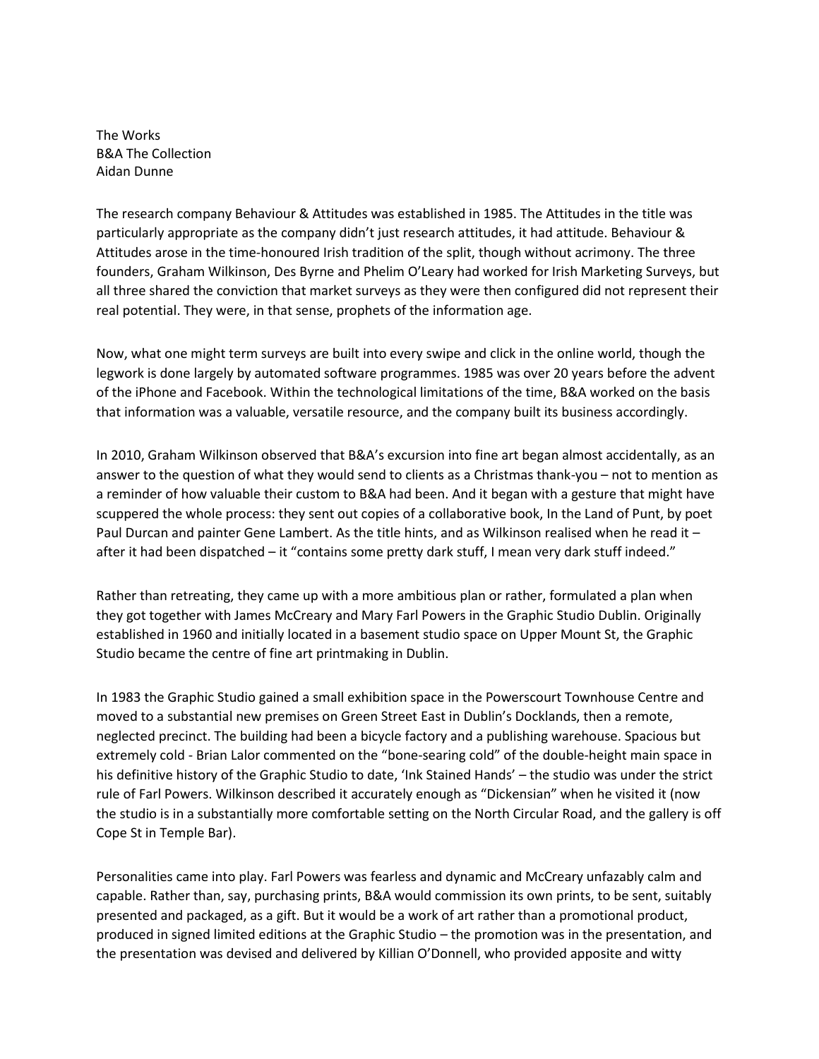The Works
B&A The Collection
Aidan Dunne

The research company Behaviour & Attitudes was established in 1985. The Attitudes in the title was particularly appropriate as the company didn't just research attitudes, it had attitude. Behaviour & Attitudes arose in the time-honoured Irish tradition of the split, though without acrimony. The three founders, Graham Wilkinson, Des Byrne and Phelim O'Leary had worked for Irish Marketing Surveys, but all three shared the conviction that market surveys as they were then configured did not represent their real potential. They were, in that sense, prophets of the information age.

Now, what one might term surveys are built into every swipe and click in the online world, though the legwork is done largely by automated software programmes. 1985 was over 20 years before the advent of the iPhone and Facebook. Within the technological limitations of the time, B&A worked on the basis that information was a valuable, versatile resource, and the company built its business accordingly.

In 2010, Graham Wilkinson observed that B&A's excursion into fine art began almost accidentally, as an answer to the question of what they would send to clients as a Christmas thank-you – not to mention as a reminder of how valuable their custom to B&A had been. And it began with a gesture that might have scuppered the whole process: they sent out copies of a collaborative book, In the Land of Punt, by poet Paul Durcan and painter Gene Lambert. As the title hints, and as Wilkinson realised when he read it – after it had been dispatched – it "contains some pretty dark stuff, I mean very dark stuff indeed."

Rather than retreating, they came up with a more ambitious plan or rather, formulated a plan when they got together with James McCreary and Mary Farl Powers in the Graphic Studio Dublin. Originally established in 1960 and initially located in a basement studio space on Upper Mount St, the Graphic Studio became the centre of fine art printmaking in Dublin.

In 1983 the Graphic Studio gained a small exhibition space in the Powerscourt Townhouse Centre and moved to a substantial new premises on Green Street East in Dublin's Docklands, then a remote, neglected precinct. The building had been a bicycle factory and a publishing warehouse. Spacious but extremely cold - Brian Lalor commented on the "bone-searing cold" of the double-height main space in his definitive history of the Graphic Studio to date, 'Ink Stained Hands' – the studio was under the strict rule of Farl Powers. Wilkinson described it accurately enough as "Dickensian" when he visited it (now the studio is in a substantially more comfortable setting on the North Circular Road, and the gallery is off Cope St in Temple Bar).

Personalities came into play. Farl Powers was fearless and dynamic and McCreary unfazably calm and capable. Rather than, say, purchasing prints, B&A would commission its own prints, to be sent, suitably presented and packaged, as a gift. But it would be a work of art rather than a promotional product, produced in signed limited editions at the Graphic Studio – the promotion was in the presentation, and the presentation was devised and delivered by Killian O'Donnell, who provided apposite and witty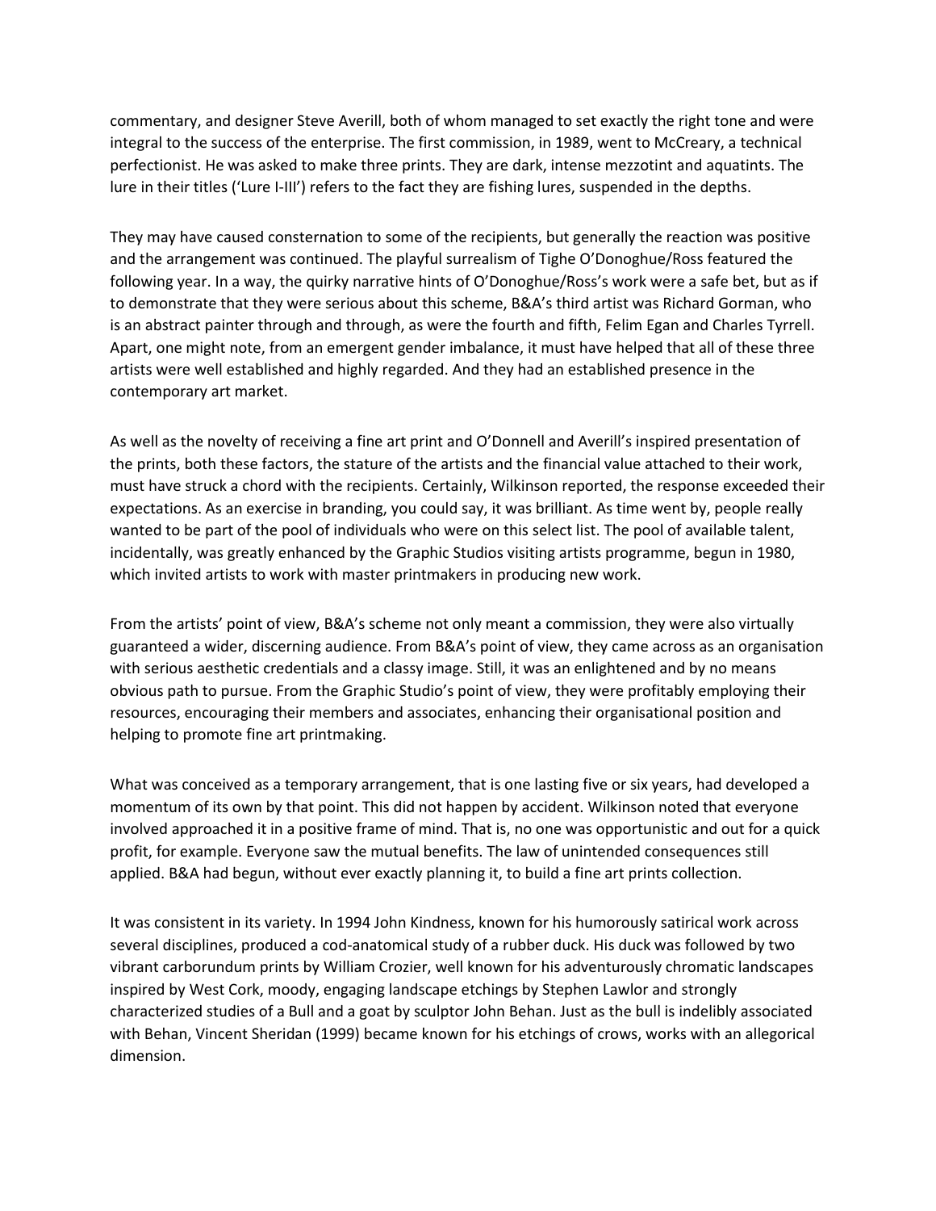commentary, and designer Steve Averill, both of whom managed to set exactly the right tone and were integral to the success of the enterprise. The first commission, in 1989, went to McCreary, a technical perfectionist. He was asked to make three prints. They are dark, intense mezzotint and aquatints. The lure in their titles ('Lure I-III') refers to the fact they are fishing lures, suspended in the depths.

They may have caused consternation to some of the recipients, but generally the reaction was positive and the arrangement was continued. The playful surrealism of Tighe O'Donoghue/Ross featured the following year. In a way, the quirky narrative hints of O'Donoghue/Ross's work were a safe bet, but as if to demonstrate that they were serious about this scheme, B&A's third artist was Richard Gorman, who is an abstract painter through and through, as were the fourth and fifth, Felim Egan and Charles Tyrrell. Apart, one might note, from an emergent gender imbalance, it must have helped that all of these three artists were well established and highly regarded. And they had an established presence in the contemporary art market.

As well as the novelty of receiving a fine art print and O'Donnell and Averill's inspired presentation of the prints, both these factors, the stature of the artists and the financial value attached to their work, must have struck a chord with the recipients. Certainly, Wilkinson reported, the response exceeded their expectations. As an exercise in branding, you could say, it was brilliant. As time went by, people really wanted to be part of the pool of individuals who were on this select list. The pool of available talent, incidentally, was greatly enhanced by the Graphic Studios visiting artists programme, begun in 1980, which invited artists to work with master printmakers in producing new work.

From the artists' point of view, B&A's scheme not only meant a commission, they were also virtually guaranteed a wider, discerning audience. From B&A's point of view, they came across as an organisation with serious aesthetic credentials and a classy image. Still, it was an enlightened and by no means obvious path to pursue. From the Graphic Studio's point of view, they were profitably employing their resources, encouraging their members and associates, enhancing their organisational position and helping to promote fine art printmaking.

What was conceived as a temporary arrangement, that is one lasting five or six years, had developed a momentum of its own by that point. This did not happen by accident. Wilkinson noted that everyone involved approached it in a positive frame of mind. That is, no one was opportunistic and out for a quick profit, for example. Everyone saw the mutual benefits. The law of unintended consequences still applied. B&A had begun, without ever exactly planning it, to build a fine art prints collection.

It was consistent in its variety. In 1994 John Kindness, known for his humorously satirical work across several disciplines, produced a cod-anatomical study of a rubber duck. His duck was followed by two vibrant carborundum prints by William Crozier, well known for his adventurously chromatic landscapes inspired by West Cork, moody, engaging landscape etchings by Stephen Lawlor and strongly characterized studies of a Bull and a goat by sculptor John Behan. Just as the bull is indelibly associated with Behan, Vincent Sheridan (1999) became known for his etchings of crows, works with an allegorical dimension.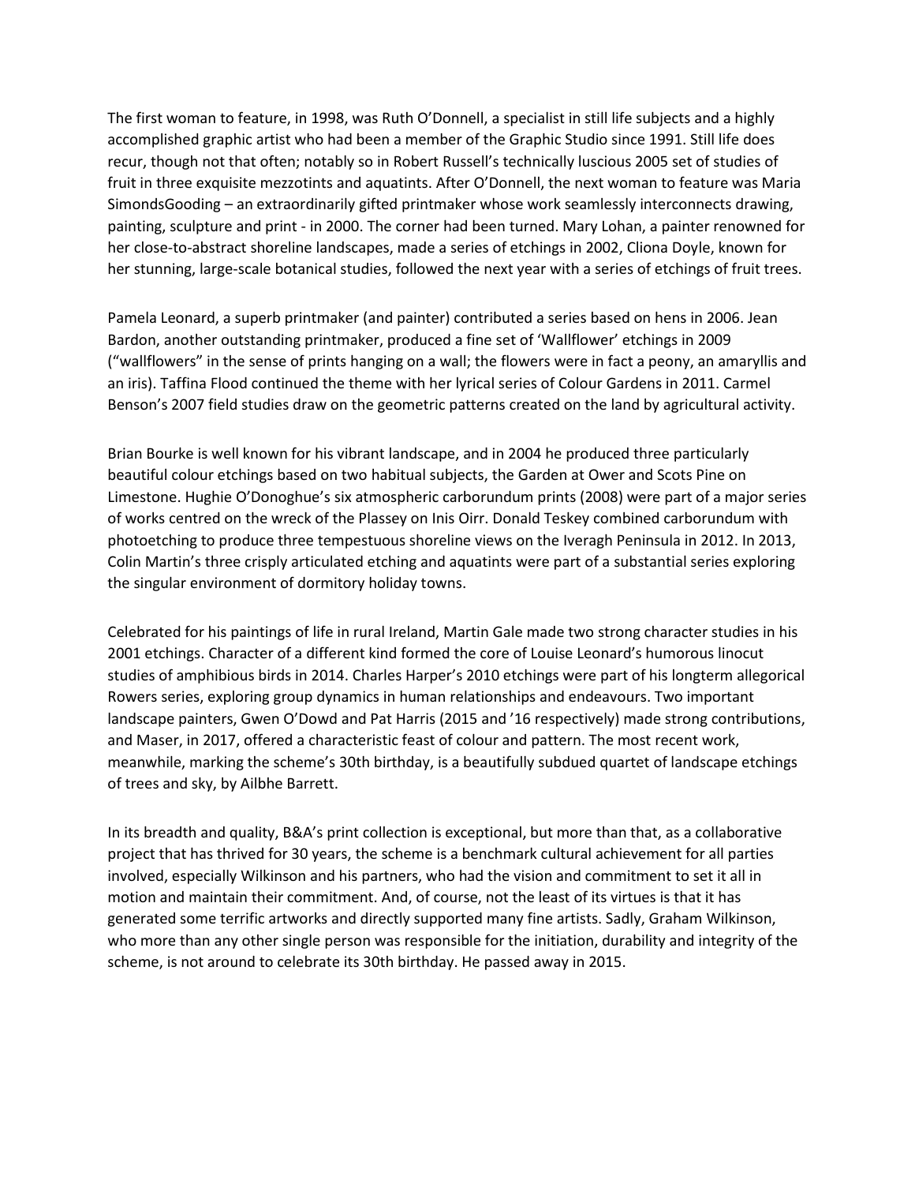The first woman to feature, in 1998, was Ruth O'Donnell, a specialist in still life subjects and a highly accomplished graphic artist who had been a member of the Graphic Studio since 1991. Still life does recur, though not that often; notably so in Robert Russell's technically luscious 2005 set of studies of fruit in three exquisite mezzotints and aquatints. After O'Donnell, the next woman to feature was Maria SimondsGooding – an extraordinarily gifted printmaker whose work seamlessly interconnects drawing, painting, sculpture and print - in 2000. The corner had been turned. Mary Lohan, a painter renowned for her close-to-abstract shoreline landscapes, made a series of etchings in 2002, Cliona Doyle, known for her stunning, large-scale botanical studies, followed the next year with a series of etchings of fruit trees.

Pamela Leonard, a superb printmaker (and painter) contributed a series based on hens in 2006. Jean Bardon, another outstanding printmaker, produced a fine set of 'Wallflower' etchings in 2009 ("wallflowers" in the sense of prints hanging on a wall; the flowers were in fact a peony, an amaryllis and an iris). Taffina Flood continued the theme with her lyrical series of Colour Gardens in 2011. Carmel Benson's 2007 field studies draw on the geometric patterns created on the land by agricultural activity.

Brian Bourke is well known for his vibrant landscape, and in 2004 he produced three particularly beautiful colour etchings based on two habitual subjects, the Garden at Ower and Scots Pine on Limestone. Hughie O'Donoghue's six atmospheric carborundum prints (2008) were part of a major series of works centred on the wreck of the Plassey on Inis Oirr. Donald Teskey combined carborundum with photoetching to produce three tempestuous shoreline views on the Iveragh Peninsula in 2012. In 2013, Colin Martin's three crisply articulated etching and aquatints were part of a substantial series exploring the singular environment of dormitory holiday towns.

Celebrated for his paintings of life in rural Ireland, Martin Gale made two strong character studies in his 2001 etchings. Character of a different kind formed the core of Louise Leonard's humorous linocut studies of amphibious birds in 2014. Charles Harper's 2010 etchings were part of his longterm allegorical Rowers series, exploring group dynamics in human relationships and endeavours. Two important landscape painters, Gwen O'Dowd and Pat Harris (2015 and '16 respectively) made strong contributions, and Maser, in 2017, offered a characteristic feast of colour and pattern. The most recent work, meanwhile, marking the scheme's 30th birthday, is a beautifully subdued quartet of landscape etchings of trees and sky, by Ailbhe Barrett.

In its breadth and quality, B&A's print collection is exceptional, but more than that, as a collaborative project that has thrived for 30 years, the scheme is a benchmark cultural achievement for all parties involved, especially Wilkinson and his partners, who had the vision and commitment to set it all in motion and maintain their commitment. And, of course, not the least of its virtues is that it has generated some terrific artworks and directly supported many fine artists. Sadly, Graham Wilkinson, who more than any other single person was responsible for the initiation, durability and integrity of the scheme, is not around to celebrate its 30th birthday. He passed away in 2015.